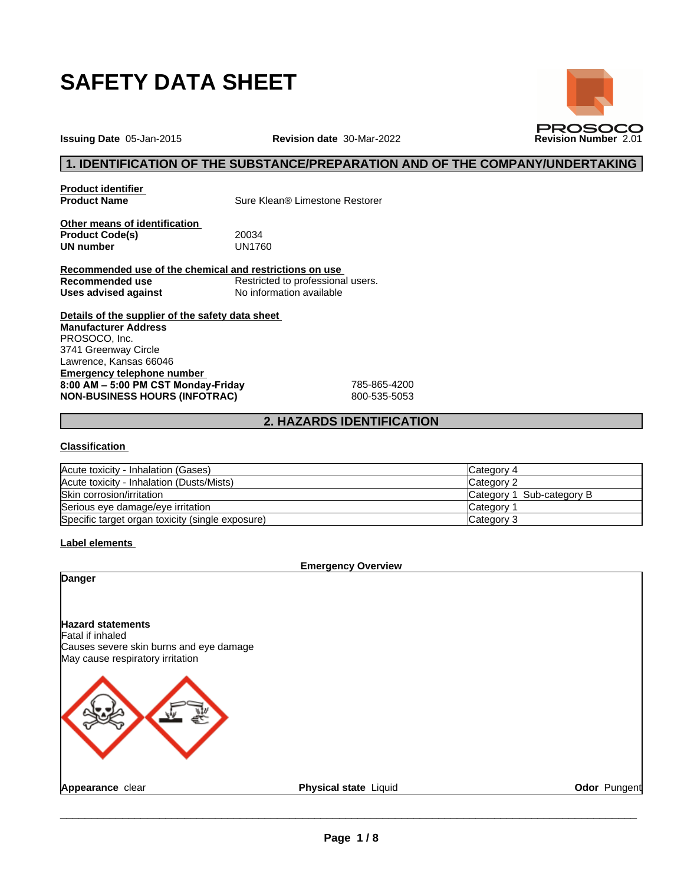# SAFETY DATA SHEET

**Issuing Date** 05-Jan-2015 **Revision date** 30-Mar-2022 **Revision Number** 2.01

## 1. IDENTIFICATION OF THE SUBSTANCE/PREPARATION AND OF THE COMPANY/UNDERTAKING

**Product identifier**

**Product Name** Sure Klean® Limestone Restorer

**Other means of identification**

**Product Code(s)** 20034

**UN number** UN1760

**Recommended use of the chemical and restrictions on use**

**Recommended use** Restricted to professional users.

**Uses advised against** No information available

**Details of the supplier of the safety data sheet**

**Manufacturer Address**
PROSOCO, Inc.
3741 Greenway Circle
Lawrence, Kansas 66046

**Emergency telephone number**

**8:00 AM – 5:00 PM CST Monday-Friday** 785-865-4200

**NON-BUSINESS HOURS (INFOTRAC)** 800-535-5053

## 2. HAZARDS IDENTIFICATION

**Classification**

| | |
|---|---|
| Acute toxicity - Inhalation (Gases) | Category 4 |
| Acute toxicity - Inhalation (Dusts/Mists) | Category 2 |
| Skin corrosion/irritation | Category 1 Sub-category B |
| Serious eye damage/eye irritation | Category 1 |
| Specific target organ toxicity (single exposure) | Category 3 |

**Label elements**

**Emergency Overview**

**Danger**

**Hazard statements**
Fatal if inhaled
Causes severe skin burns and eye damage
May cause respiratory irritation

**Appearance** clear **Physical state** Liquid **Odor** Pungent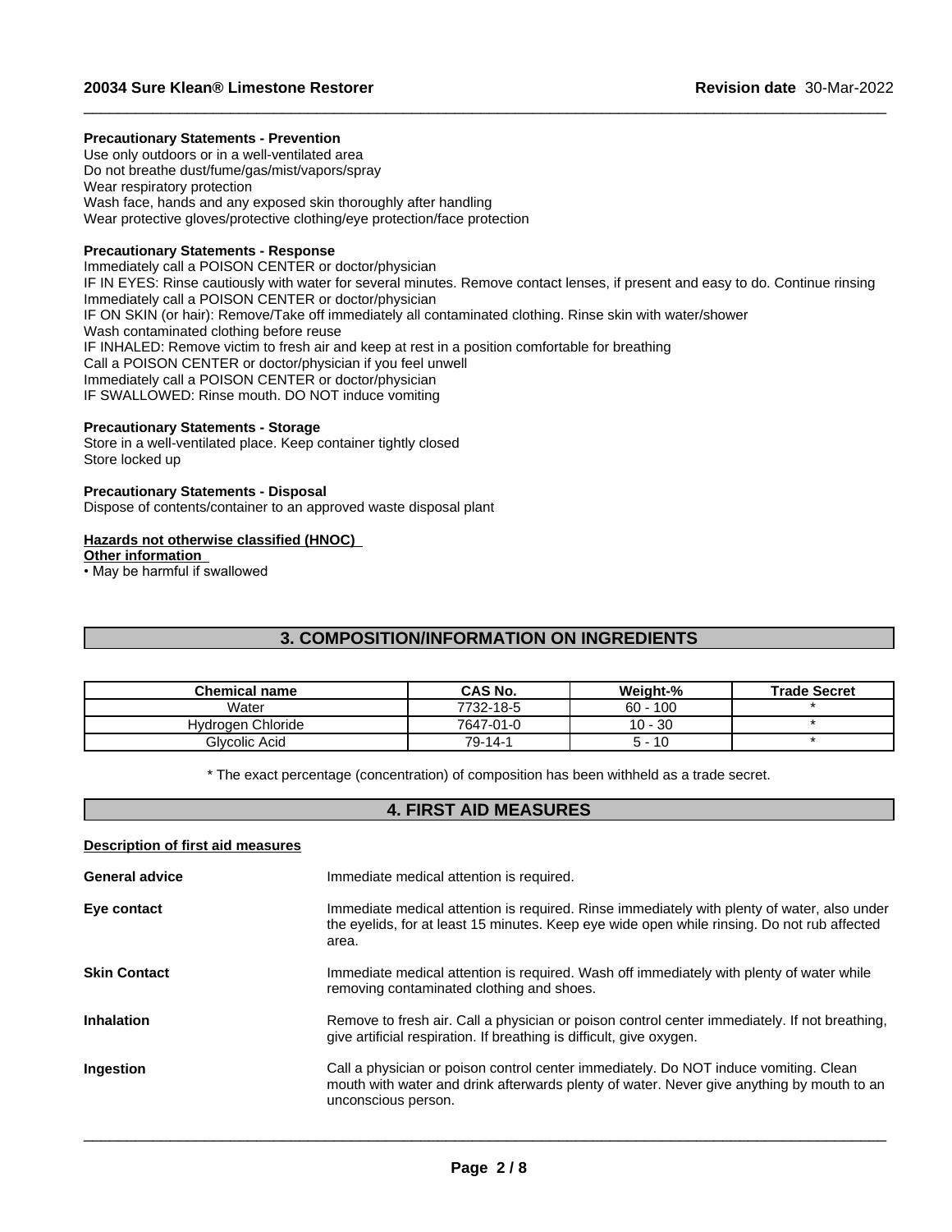**Precautionary Statements - Prevention**

Use only outdoors or in a well-ventilated area
Do not breathe dust/fume/gas/mist/vapors/spray
Wear respiratory protection
Wash face, hands and any exposed skin thoroughly after handling
Wear protective gloves/protective clothing/eye protection/face protection

**Precautionary Statements - Response**

Immediately call a POISON CENTER or doctor/physician
IF IN EYES: Rinse cautiously with water for several minutes. Remove contact lenses, if present and easy to do. Continue rinsing
Immediately call a POISON CENTER or doctor/physician
IF ON SKIN (or hair): Remove/Take off immediately all contaminated clothing. Rinse skin with water/shower
Wash contaminated clothing before reuse
IF INHALED: Remove victim to fresh air and keep at rest in a position comfortable for breathing
Call a POISON CENTER or doctor/physician if you feel unwell
Immediately call a POISON CENTER or doctor/physician
IF SWALLOWED: Rinse mouth. DO NOT induce vomiting

**Precautionary Statements - Storage**

Store in a well-ventilated place. Keep container tightly closed
Store locked up

**Precautionary Statements - Disposal**

Dispose of contents/container to an approved waste disposal plant

**Hazards not otherwise classified (HNOC)**

**Other information**

- May be harmful if swallowed

## 3. COMPOSITION/INFORMATION ON INGREDIENTS

| Chemical name | CAS No. | Weight-% | Trade Secret |
|---|---|---|---|
| Water | 7732-18-5 | 60 - 100 | * |
| Hydrogen Chloride | 7647-01-0 | 10 - 30 | * |
| Glycolic Acid | 79-14-1 | 5 - 10 | * |

* The exact percentage (concentration) of composition has been withheld as a trade secret.

## 4. FIRST AID MEASURES

**Description of first aid measures**

**General advice**
Immediate medical attention is required.

**Eye contact**
Immediate medical attention is required. Rinse immediately with plenty of water, also under the eyelids, for at least 15 minutes. Keep eye wide open while rinsing. Do not rub affected area.

**Skin Contact**
Immediate medical attention is required. Wash off immediately with plenty of water while removing contaminated clothing and shoes.

**Inhalation**
Remove to fresh air. Call a physician or poison control center immediately. If not breathing, give artificial respiration. If breathing is difficult, give oxygen.

**Ingestion**
Call a physician or poison control center immediately. Do NOT induce vomiting. Clean mouth with water and drink afterwards plenty of water. Never give anything by mouth to an unconscious person.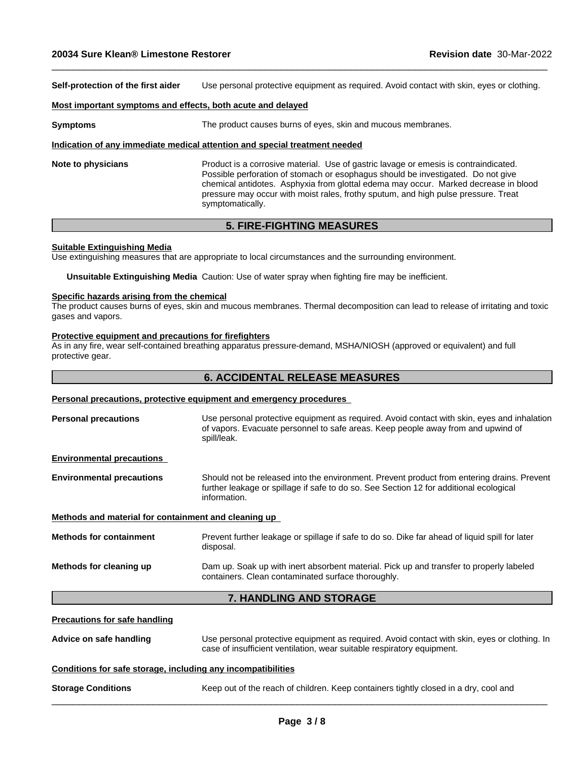**Self-protection of the first aider** Use personal protective equipment as required. Avoid contact with skin, eyes or clothing.

**Most important symptoms and effects, both acute and delayed**

**Symptoms** The product causes burns of eyes, skin and mucous membranes.

**Indication of any immediate medical attention and special treatment needed**

**Note to physicians** Product is a corrosive material. Use of gastric lavage or emesis is contraindicated. Possible perforation of stomach or esophagus should be investigated. Do not give chemical antidotes. Asphyxia from glottal edema may occur. Marked decrease in blood pressure may occur with moist rales, frothy sputum, and high pulse pressure. Treat symptomatically.

## 5. FIRE-FIGHTING MEASURES

**Suitable Extinguishing Media**

Use extinguishing measures that are appropriate to local circumstances and the surrounding environment.

**Unsuitable Extinguishing Media** Caution: Use of water spray when fighting fire may be inefficient.

**Specific hazards arising from the chemical**

The product causes burns of eyes, skin and mucous membranes. Thermal decomposition can lead to release of irritating and toxic gases and vapors.

**Protective equipment and precautions for firefighters**

As in any fire, wear self-contained breathing apparatus pressure-demand, MSHA/NIOSH (approved or equivalent) and full protective gear.

## 6. ACCIDENTAL RELEASE MEASURES

**Personal precautions, protective equipment and emergency procedures**

**Personal precautions** Use personal protective equipment as required. Avoid contact with skin, eyes and inhalation of vapors. Evacuate personnel to safe areas. Keep people away from and upwind of spill/leak.

**Environmental precautions**

**Environmental precautions** Should not be released into the environment. Prevent product from entering drains. Prevent further leakage or spillage if safe to do so. See Section 12 for additional ecological information.

**Methods and material for containment and cleaning up**

**Methods for containment** Prevent further leakage or spillage if safe to do so. Dike far ahead of liquid spill for later disposal.

**Methods for cleaning up** Dam up. Soak up with inert absorbent material. Pick up and transfer to properly labeled containers. Clean contaminated surface thoroughly.

## 7. HANDLING AND STORAGE

**Precautions for safe handling**

**Advice on safe handling** Use personal protective equipment as required. Avoid contact with skin, eyes or clothing. In case of insufficient ventilation, wear suitable respiratory equipment.

**Conditions for safe storage, including any incompatibilities**

**Storage Conditions** Keep out of the reach of children. Keep containers tightly closed in a dry, cool and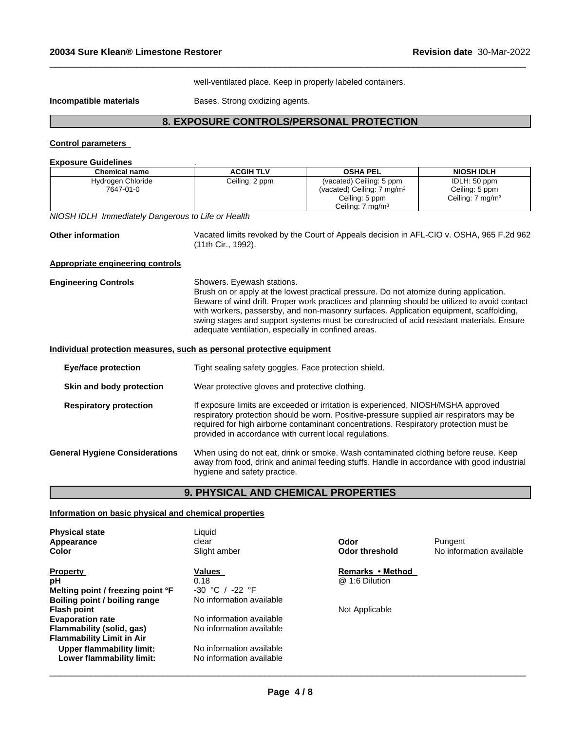well-ventilated place. Keep in properly labeled containers.

**Incompatible materials** Bases. Strong oxidizing agents.

## 8. EXPOSURE CONTROLS/PERSONAL PROTECTION

**Control parameters**

**Exposure Guidelines** .

| Chemical name | ACGIH TLV | OSHA PEL | NIOSH IDLH |
|---|---|---|---|
| Hydrogen Chloride<br>7647-01-0 | Ceiling: 2 ppm | (vacated) Ceiling: 5 ppm<br>(vacated) Ceiling: 7 mg/m³<br>Ceiling: 5 ppm<br>Ceiling: 7 mg/m³ | IDLH: 50 ppm<br>Ceiling: 5 ppm<br>Ceiling: 7 mg/m³ |

*NIOSH IDLH Immediately Dangerous to Life or Health*

**Other information** Vacated limits revoked by the Court of Appeals decision in AFL-CIO v. OSHA, 965 F.2d 962 (11th Cir., 1992).

**Appropriate engineering controls**

**Engineering Controls** Showers. Eyewash stations.
Brush on or apply at the lowest practical pressure. Do not atomize during application. Beware of wind drift. Proper work practices and planning should be utilized to avoid contact with workers, passersby, and non-masonry surfaces. Application equipment, scaffolding, swing stages and support systems must be constructed of acid resistant materials. Ensure adequate ventilation, especially in confined areas.

**Individual protection measures, such as personal protective equipment**

**Eye/face protection** Tight sealing safety goggles. Face protection shield.

**Skin and body protection** Wear protective gloves and protective clothing.

**Respiratory protection** If exposure limits are exceeded or irritation is experienced, NIOSH/MSHA approved respiratory protection should be worn. Positive-pressure supplied air respirators may be required for high airborne contaminant concentrations. Respiratory protection must be provided in accordance with current local regulations.

**General Hygiene Considerations** When using do not eat, drink or smoke. Wash contaminated clothing before reuse. Keep away from food, drink and animal feeding stuffs. Handle in accordance with good industrial hygiene and safety practice.

## 9. PHYSICAL AND CHEMICAL PROPERTIES

**Information on basic physical and chemical properties**

**Physical state** Liquid
**Appearance** clear
**Color** Slight amber
**Odor** Pungent
**Odor threshold** No information available

| Property | Values | Remarks • Method |
|---|---|---|
| **pH** | 0.18 | @ 1:6 Dilution |
| **Melting point / freezing point °F** | -30 °C / -22 °F | |
| **Boiling point / boiling range** | No information available | |
| **Flash point** | | Not Applicable |
| **Evaporation rate** | No information available | |
| **Flammability (solid, gas)** | No information available | |
| **Flammability Limit in Air** | | |
| **Upper flammability limit:** | No information available | |
| **Lower flammability limit:** | No information available | |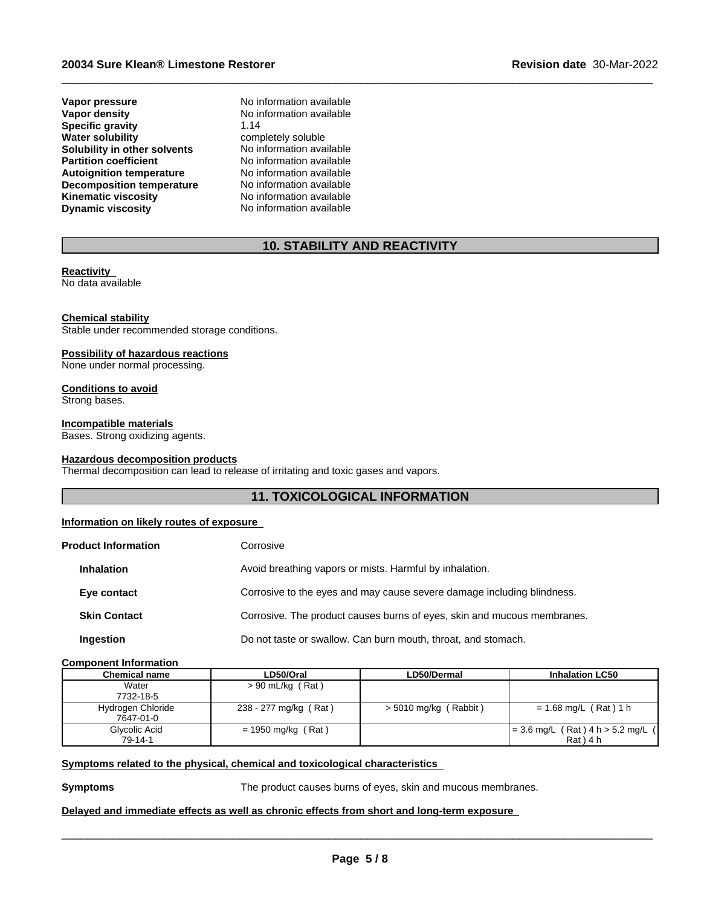| | |
|---|---|
| **Vapor pressure** | No information available |
| **Vapor density** | No information available |
| **Specific gravity** | 1.14 |
| **Water solubility** | completely soluble |
| **Solubility in other solvents** | No information available |
| **Partition coefficient** | No information available |
| **Autoignition temperature** | No information available |
| **Decomposition temperature** | No information available |
| **Kinematic viscosity** | No information available |
| **Dynamic viscosity** | No information available |

## 10. STABILITY AND REACTIVITY

**Reactivity**
No data available

**Chemical stability**
Stable under recommended storage conditions.

**Possibility of hazardous reactions**
None under normal processing.

**Conditions to avoid**
Strong bases.

**Incompatible materials**
Bases. Strong oxidizing agents.

**Hazardous decomposition products**
Thermal decomposition can lead to release of irritating and toxic gases and vapors.

## 11. TOXICOLOGICAL INFORMATION

**Information on likely routes of exposure**

| | |
|---|---|
| **Product Information** | Corrosive |
| **Inhalation** | Avoid breathing vapors or mists. Harmful by inhalation. |
| **Eye contact** | Corrosive to the eyes and may cause severe damage including blindness. |
| **Skin Contact** | Corrosive. The product causes burns of eyes, skin and mucous membranes. |
| **Ingestion** | Do not taste or swallow. Can burn mouth, throat, and stomach. |

**Component Information**

| Chemical name | LD50/Oral | LD50/Dermal | Inhalation LC50 |
|---|---|---|---|
| Water<br>7732-18-5 | > 90 mL/kg ( Rat ) | | |
| Hydrogen Chloride<br>7647-01-0 | 238 - 277 mg/kg ( Rat ) | > 5010 mg/kg ( Rabbit ) | = 1.68 mg/L ( Rat ) 1 h |
| Glycolic Acid<br>79-14-1 | = 1950 mg/kg ( Rat ) | | = 3.6 mg/L ( Rat ) 4 h > 5.2 mg/L ( Rat ) 4 h |

**Symptoms related to the physical, chemical and toxicological characteristics**

**Symptoms** The product causes burns of eyes, skin and mucous membranes.

**Delayed and immediate effects as well as chronic effects from short and long-term exposure**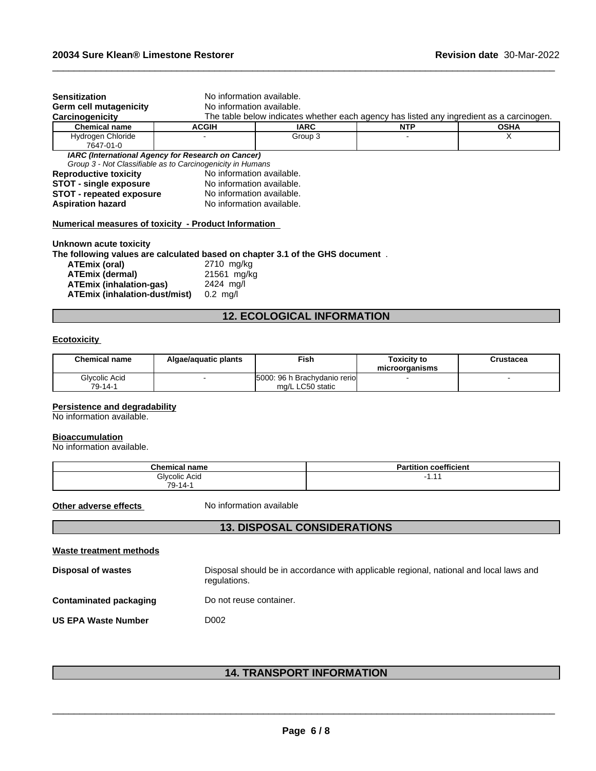**Sensitization** No information available.
**Germ cell mutagenicity** No information available.
**Carcinogenicity** The table below indicates whether each agency has listed any ingredient as a carcinogen.

| Chemical name | ACGIH | IARC | NTP | OSHA |
|---|---|---|---|---|
| Hydrogen Chloride 7647-01-0 | - | Group 3 | - | X |

***IARC (International Agency for Research on Cancer)***
*Group 3 - Not Classifiable as to Carcinogenicity in Humans*

**Reproductive toxicity** No information available.
**STOT - single exposure** No information available.
**STOT - repeated exposure** No information available.
**Aspiration hazard** No information available.

**Numerical measures of toxicity - Product Information**

**Unknown acute toxicity**
**The following values are calculated based on chapter 3.1 of the GHS document** .

**ATEmix (oral)** 2710 mg/kg
**ATEmix (dermal)** 21561 mg/kg
**ATEmix (inhalation-gas)** 2424 mg/l
**ATEmix (inhalation-dust/mist)** 0.2 mg/l

## 12. ECOLOGICAL INFORMATION

**Ecotoxicity**

| Chemical name | Algae/aquatic plants | Fish | Toxicity to microorganisms | Crustacea |
|---|---|---|---|---|
| Glycolic Acid 79-14-1 | - | 5000: 96 h Brachydanio rerio mg/L LC50 static | - | - |

**Persistence and degradability**
No information available.

**Bioaccumulation**
No information available.

| Chemical name | Partition coefficient |
|---|---|
| Glycolic Acid 79-14-1 | -1.11 |

**Other adverse effects** No information available

## 13. DISPOSAL CONSIDERATIONS

**Waste treatment methods**

**Disposal of wastes** Disposal should be in accordance with applicable regional, national and local laws and regulations.

**Contaminated packaging** Do not reuse container.

**US EPA Waste Number** D002

## 14. TRANSPORT INFORMATION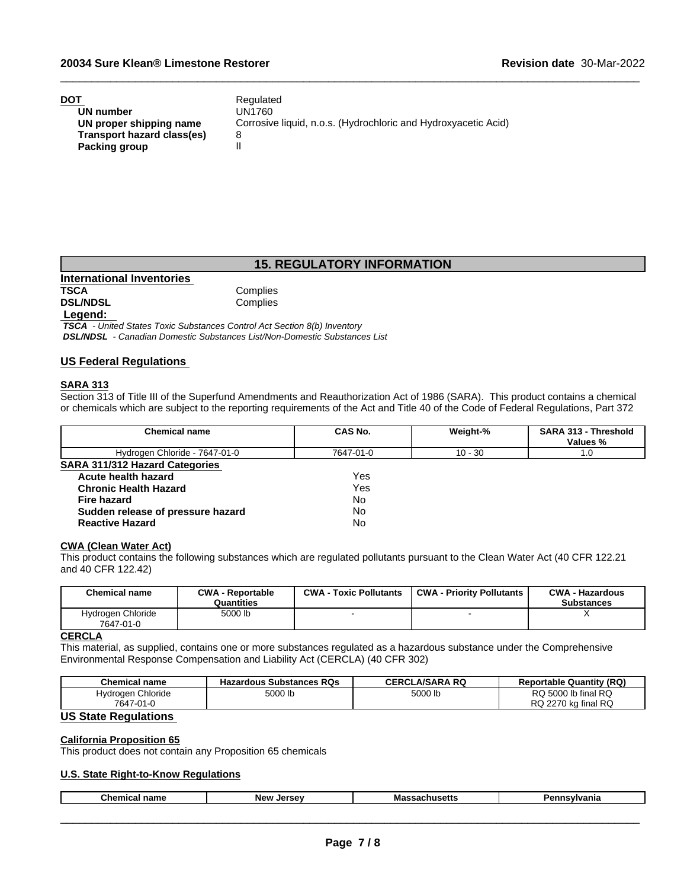**DOT** Regulated

| | |
|---|---|
| **UN number** | UN1760 |
| **UN proper shipping name** | Corrosive liquid, n.o.s. (Hydrochloric and Hydroxyacetic Acid) |
| **Transport hazard class(es)** | 8 |
| **Packing group** | II |

## 15. REGULATORY INFORMATION

### International Inventories

| | |
|---|---|
| **TSCA** | Complies |
| **DSL/NDSL** | Complies |

**Legend:**

***TSCA*** *- United States Toxic Substances Control Act Section 8(b) Inventory*
***DSL/NDSL*** *- Canadian Domestic Substances List/Non-Domestic Substances List*

### US Federal Regulations

**SARA 313**

Section 313 of Title III of the Superfund Amendments and Reauthorization Act of 1986 (SARA). This product contains a chemical or chemicals which are subject to the reporting requirements of the Act and Title 40 of the Code of Federal Regulations, Part 372

| Chemical name | CAS No. | Weight-% | SARA 313 - Threshold Values % |
|---|---|---|---|
| Hydrogen Chloride - 7647-01-0 | 7647-01-0 | 10 - 30 | 1.0 |

**SARA 311/312 Hazard Categories**

| | |
|---|---|
| **Acute health hazard** | Yes |
| **Chronic Health Hazard** | Yes |
| **Fire hazard** | No |
| **Sudden release of pressure hazard** | No |
| **Reactive Hazard** | No |

**CWA (Clean Water Act)**

This product contains the following substances which are regulated pollutants pursuant to the Clean Water Act (40 CFR 122.21 and 40 CFR 122.42)

| Chemical name | CWA - Reportable Quantities | CWA - Toxic Pollutants | CWA - Priority Pollutants | CWA - Hazardous Substances |
|---|---|---|---|---|
| Hydrogen Chloride 7647-01-0 | 5000 lb | - | - | X |

**CERCLA**

This material, as supplied, contains one or more substances regulated as a hazardous substance under the Comprehensive Environmental Response Compensation and Liability Act (CERCLA) (40 CFR 302)

| Chemical name | Hazardous Substances RQs | CERCLA/SARA RQ | Reportable Quantity (RQ) |
|---|---|---|---|
| Hydrogen Chloride 7647-01-0 | 5000 lb | 5000 lb | RQ 5000 lb final RQ RQ 2270 kg final RQ |

### US State Regulations

**California Proposition 65**

This product does not contain any Proposition 65 chemicals

**U.S. State Right-to-Know Regulations**

| Chemical name | New Jersey | Massachusetts | Pennsylvania |
|---|---|---|---|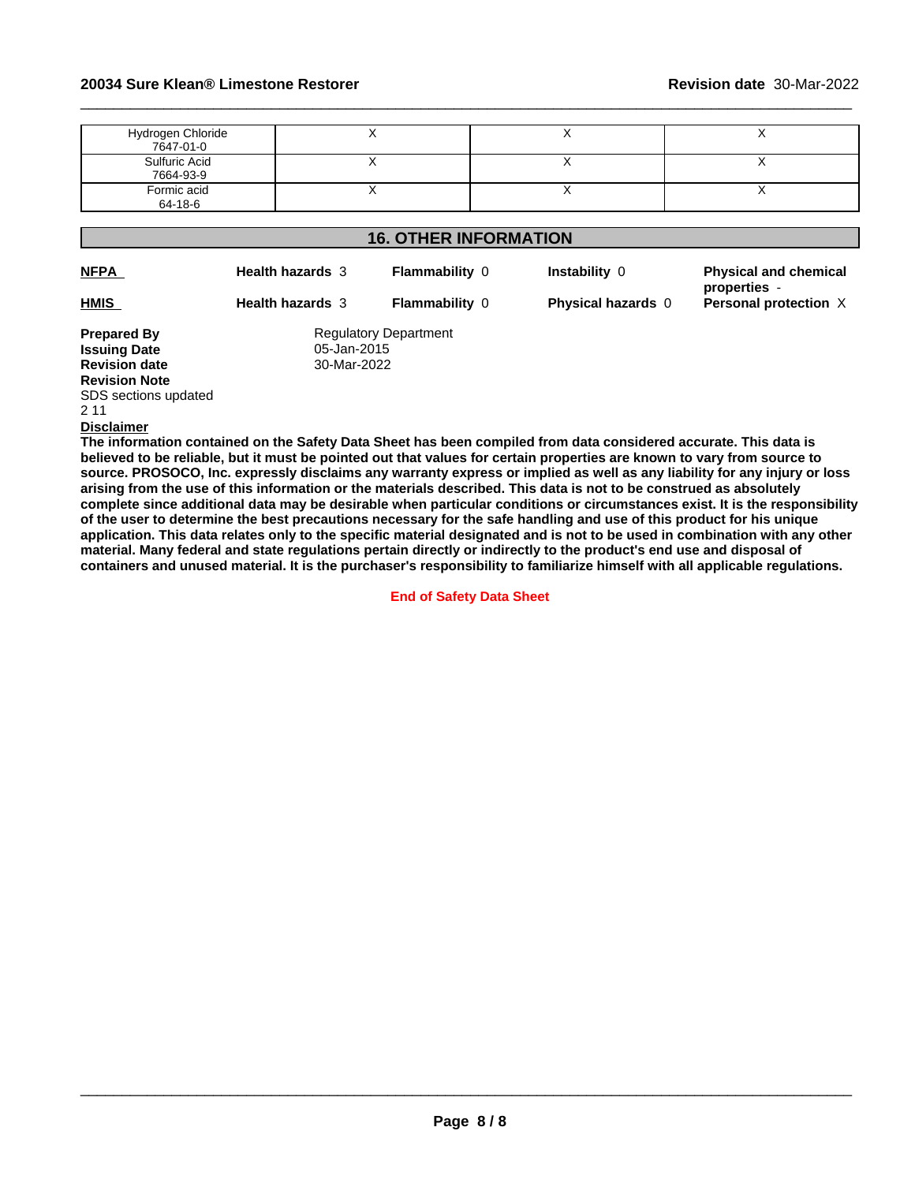| | | | |
|---|---|---|---|
| Hydrogen Chloride 7647-01-0 | X | X | X |
| Sulfuric Acid 7664-93-9 | X | X | X |
| Formic acid 64-18-6 | X | X | X |

## 16. OTHER INFORMATION

| | | | | |
|---|---|---|---|---|
| **NFPA** | **Health hazards** 3 | **Flammability** 0 | **Instability** 0 | **Physical and chemical properties** - |
| **HMIS** | **Health hazards** 3 | **Flammability** 0 | **Physical hazards** 0 | **Personal protection** X |

**Prepared By** Regulatory Department
**Issuing Date** 05-Jan-2015
**Revision date** 30-Mar-2022
**Revision Note**
SDS sections updated
2 11

**Disclaimer**

**The information contained on the Safety Data Sheet has been compiled from data considered accurate. This data is believed to be reliable, but it must be pointed out that values for certain properties are known to vary from source to source. PROSOCO, Inc. expressly disclaims any warranty express or implied as well as any liability for any injury or loss arising from the use of this information or the materials described. This data is not to be construed as absolutely complete since additional data may be desirable when particular conditions or circumstances exist. It is the responsibility of the user to determine the best precautions necessary for the safe handling and use of this product for his unique application. This data relates only to the specific material designated and is not to be used in combination with any other material. Many federal and state regulations pertain directly or indirectly to the product's end use and disposal of containers and unused material. It is the purchaser's responsibility to familiarize himself with all applicable regulations.**

**End of Safety Data Sheet**